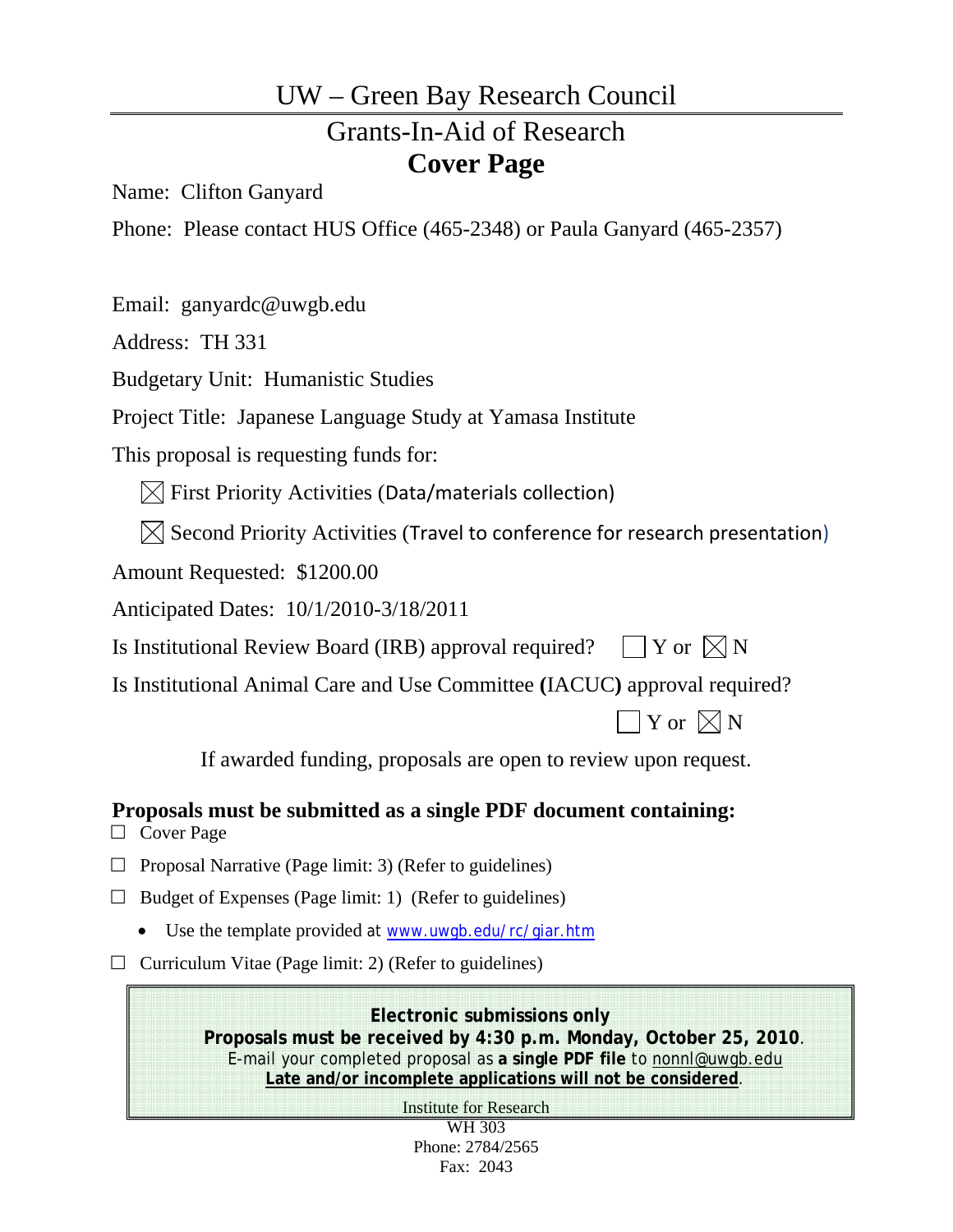# UW – Green Bay Research Council

## Grants-In-Aid of Research

## Cover Page

Name: Clifton Ganyard

Phone: Please contact HUS Office (465-2348) or Paula Ganyard (465-2357)

Email: ganyardc@uwgb.edu

Address: TH 331

Budgetary Unit: Humanistic Studies

Project Title: Japanese Language Study at Yamasa Institute

This proposal is requesting funds for:

- ☒ First Priority Activities (Data/materials collection)
- ☒ Second Priority Activities (Travel to conference for research presentation)

Amount Requested: $1200.00

Anticipated Dates: 10/1/2010-3/18/2011

Is Institutional Review Board (IRB) approval required? ☐ Y or ☒ N

Is Institutional Animal Care and Use Committee (IACUC) approval required? ☐ Y or ☒ N

If awarded funding, proposals are open to review upon request.

**Proposals must be submitted as a single PDF document containing:**

- ☐ Cover Page
- ☐ Proposal Narrative (Page limit: 3) (Refer to guidelines)
- ☐ Budget of Expenses (Page limit: 1) (Refer to guidelines)
  - Use the template provided at www.uwgb.edu/rc/giar.htm
- ☐ Curriculum Vitae (Page limit: 2) (Refer to guidelines)

**Electronic submissions only**
**Proposals must be received by 4:30 p.m. Monday, October 25, 2010**.
E-mail your completed proposal as **a single PDF file** to nonnl@uwgb.edu
**Late and/or incomplete applications will not be considered**.

Institute for Research
WH 303
Phone: 2784/2565
Fax: 2043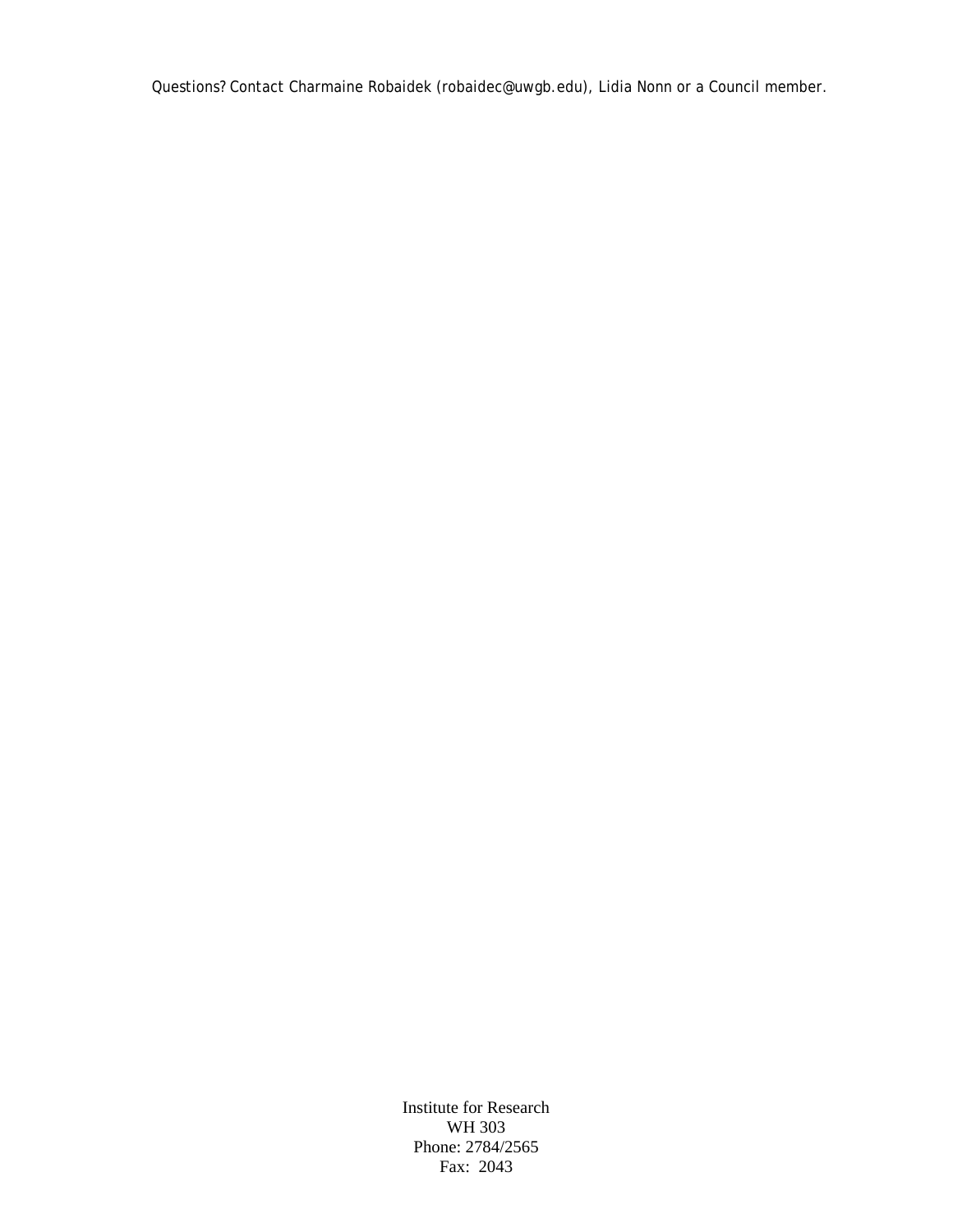Questions? Contact Charmaine Robaidek (robaidec@uwgb.edu), Lidia Nonn or a Council member.

Institute for Research
WH 303
Phone: 2784/2565
Fax: 2043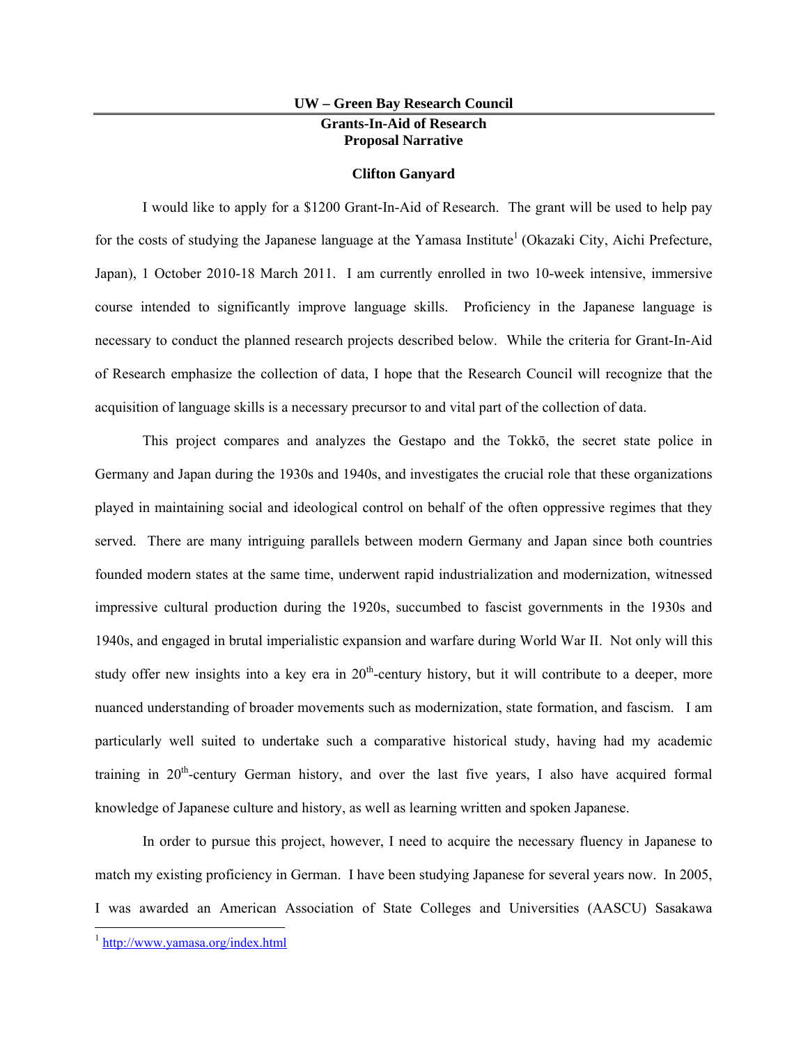**UW – Green Bay Research Council**

**Grants-In-Aid of Research**
**Proposal Narrative**

**Clifton Ganyard**

I would like to apply for a $1200 Grant-In-Aid of Research. The grant will be used to help pay for the costs of studying the Japanese language at the Yamasa Institute[1] (Okazaki City, Aichi Prefecture, Japan), 1 October 2010-18 March 2011. I am currently enrolled in two 10-week intensive, immersive course intended to significantly improve language skills. Proficiency in the Japanese language is necessary to conduct the planned research projects described below. While the criteria for Grant-In-Aid of Research emphasize the collection of data, I hope that the Research Council will recognize that the acquisition of language skills is a necessary precursor to and vital part of the collection of data.

This project compares and analyzes the Gestapo and the Tokkō, the secret state police in Germany and Japan during the 1930s and 1940s, and investigates the crucial role that these organizations played in maintaining social and ideological control on behalf of the often oppressive regimes that they served. There are many intriguing parallels between modern Germany and Japan since both countries founded modern states at the same time, underwent rapid industrialization and modernization, witnessed impressive cultural production during the 1920s, succumbed to fascist governments in the 1930s and 1940s, and engaged in brutal imperialistic expansion and warfare during World War II. Not only will this study offer new insights into a key era in 20th-century history, but it will contribute to a deeper, more nuanced understanding of broader movements such as modernization, state formation, and fascism. I am particularly well suited to undertake such a comparative historical study, having had my academic training in 20th-century German history, and over the last five years, I also have acquired formal knowledge of Japanese culture and history, as well as learning written and spoken Japanese.

In order to pursue this project, however, I need to acquire the necessary fluency in Japanese to match my existing proficiency in German. I have been studying Japanese for several years now. In 2005, I was awarded an American Association of State Colleges and Universities (AASCU) Sasakawa

[1] http://www.yamasa.org/index.html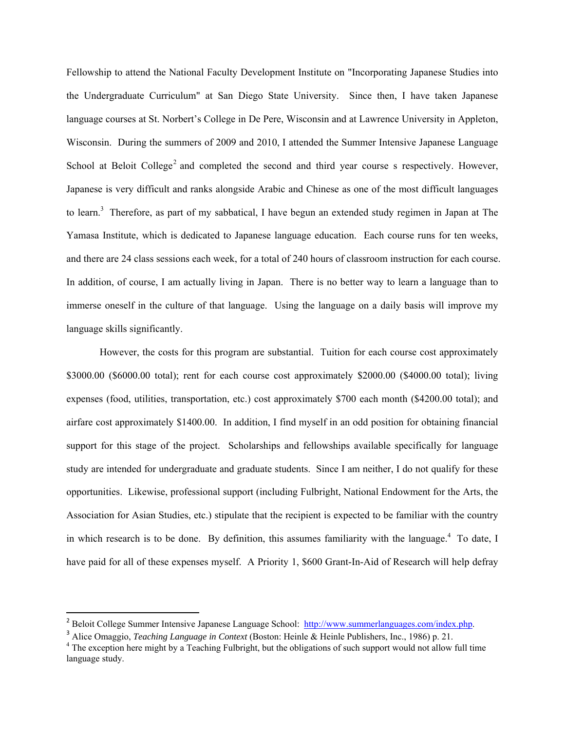Fellowship to attend the National Faculty Development Institute on "Incorporating Japanese Studies into the Undergraduate Curriculum" at San Diego State University. Since then, I have taken Japanese language courses at St. Norbert's College in De Pere, Wisconsin and at Lawrence University in Appleton, Wisconsin. During the summers of 2009 and 2010, I attended the Summer Intensive Japanese Language School at Beloit College[2] and completed the second and third year course s respectively. However, Japanese is very difficult and ranks alongside Arabic and Chinese as one of the most difficult languages to learn.[3] Therefore, as part of my sabbatical, I have begun an extended study regimen in Japan at The Yamasa Institute, which is dedicated to Japanese language education. Each course runs for ten weeks, and there are 24 class sessions each week, for a total of 240 hours of classroom instruction for each course. In addition, of course, I am actually living in Japan. There is no better way to learn a language than to immerse oneself in the culture of that language. Using the language on a daily basis will improve my language skills significantly.

However, the costs for this program are substantial. Tuition for each course cost approximately \$3000.00 (\$6000.00 total); rent for each course cost approximately \$2000.00 (\$4000.00 total); living expenses (food, utilities, transportation, etc.) cost approximately \$700 each month (\$4200.00 total); and airfare cost approximately \$1400.00. In addition, I find myself in an odd position for obtaining financial support for this stage of the project. Scholarships and fellowships available specifically for language study are intended for undergraduate and graduate students. Since I am neither, I do not qualify for these opportunities. Likewise, professional support (including Fulbright, National Endowment for the Arts, the Association for Asian Studies, etc.) stipulate that the recipient is expected to be familiar with the country in which research is to be done. By definition, this assumes familiarity with the language.[4] To date, I have paid for all of these expenses myself. A Priority 1, \$600 Grant-In-Aid of Research will help defray

---

[2] Beloit College Summer Intensive Japanese Language School: http://www.summerlanguages.com/index.php.

[3] Alice Omaggio, *Teaching Language in Context* (Boston: Heinle & Heinle Publishers, Inc., 1986) p. 21.

[4] The exception here might by a Teaching Fulbright, but the obligations of such support would not allow full time language study.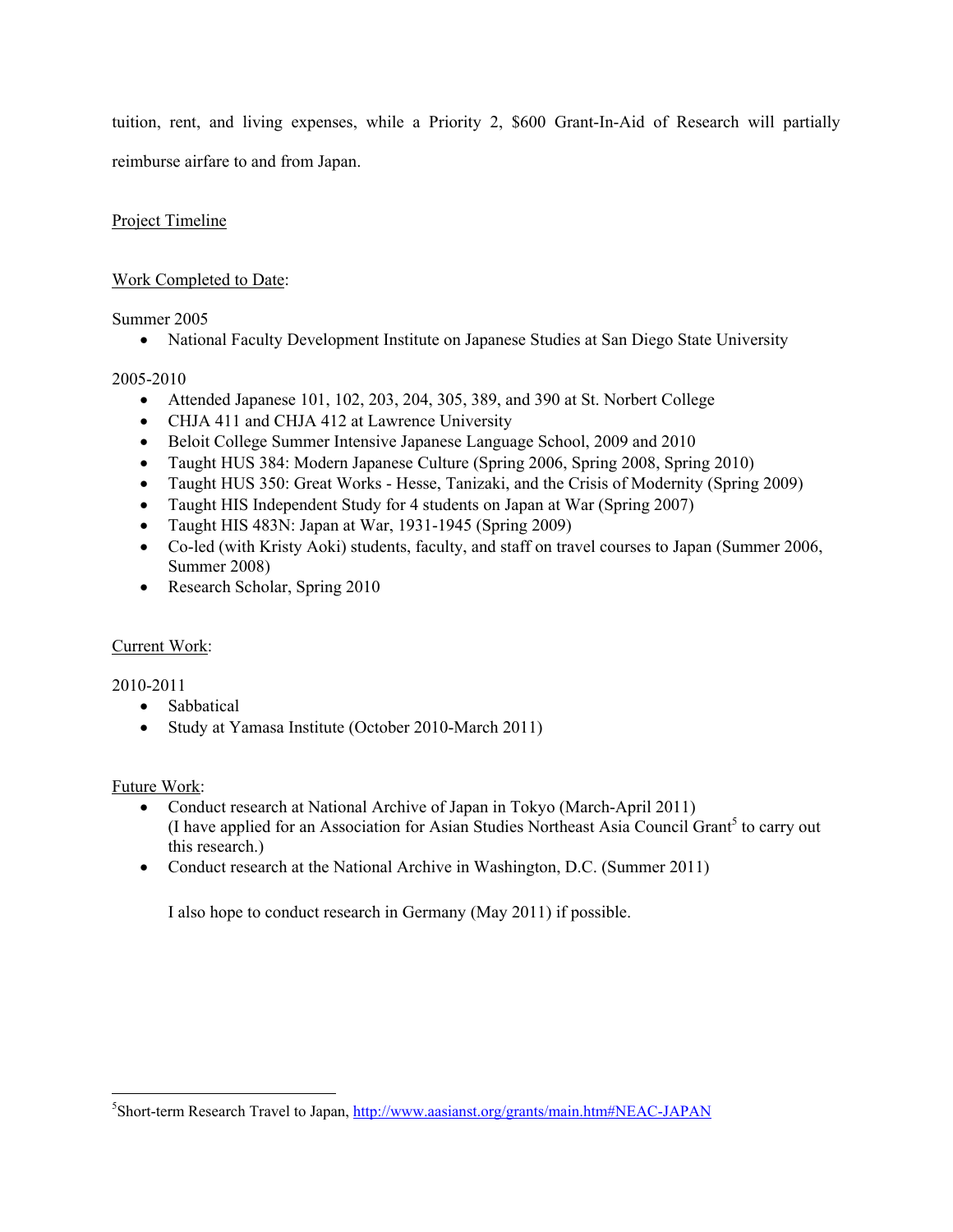tuition, rent, and living expenses, while a Priority 2, $600 Grant-In-Aid of Research will partially reimburse airfare to and from Japan.

<u>Project Timeline</u>

<u>Work Completed to Date</u>:

Summer 2005

- National Faculty Development Institute on Japanese Studies at San Diego State University

2005-2010

- Attended Japanese 101, 102, 203, 204, 305, 389, and 390 at St. Norbert College
- CHJA 411 and CHJA 412 at Lawrence University
- Beloit College Summer Intensive Japanese Language School, 2009 and 2010
- Taught HUS 384: Modern Japanese Culture (Spring 2006, Spring 2008, Spring 2010)
- Taught HUS 350: Great Works - Hesse, Tanizaki, and the Crisis of Modernity (Spring 2009)
- Taught HIS Independent Study for 4 students on Japan at War (Spring 2007)
- Taught HIS 483N: Japan at War, 1931-1945 (Spring 2009)
- Co-led (with Kristy Aoki) students, faculty, and staff on travel courses to Japan (Summer 2006, Summer 2008)
- Research Scholar, Spring 2010

<u>Current Work</u>:

2010-2011

- Sabbatical
- Study at Yamasa Institute (October 2010-March 2011)

<u>Future Work</u>:

- Conduct research at National Archive of Japan in Tokyo (March-April 2011)
  (I have applied for an Association for Asian Studies Northeast Asia Council Grant[5] to carry out this research.)
- Conduct research at the National Archive in Washington, D.C. (Summer 2011)

  I also hope to conduct research in Germany (May 2011) if possible.

---

[5]Short-term Research Travel to Japan, http://www.aasianst.org/grants/main.htm#NEAC-JAPAN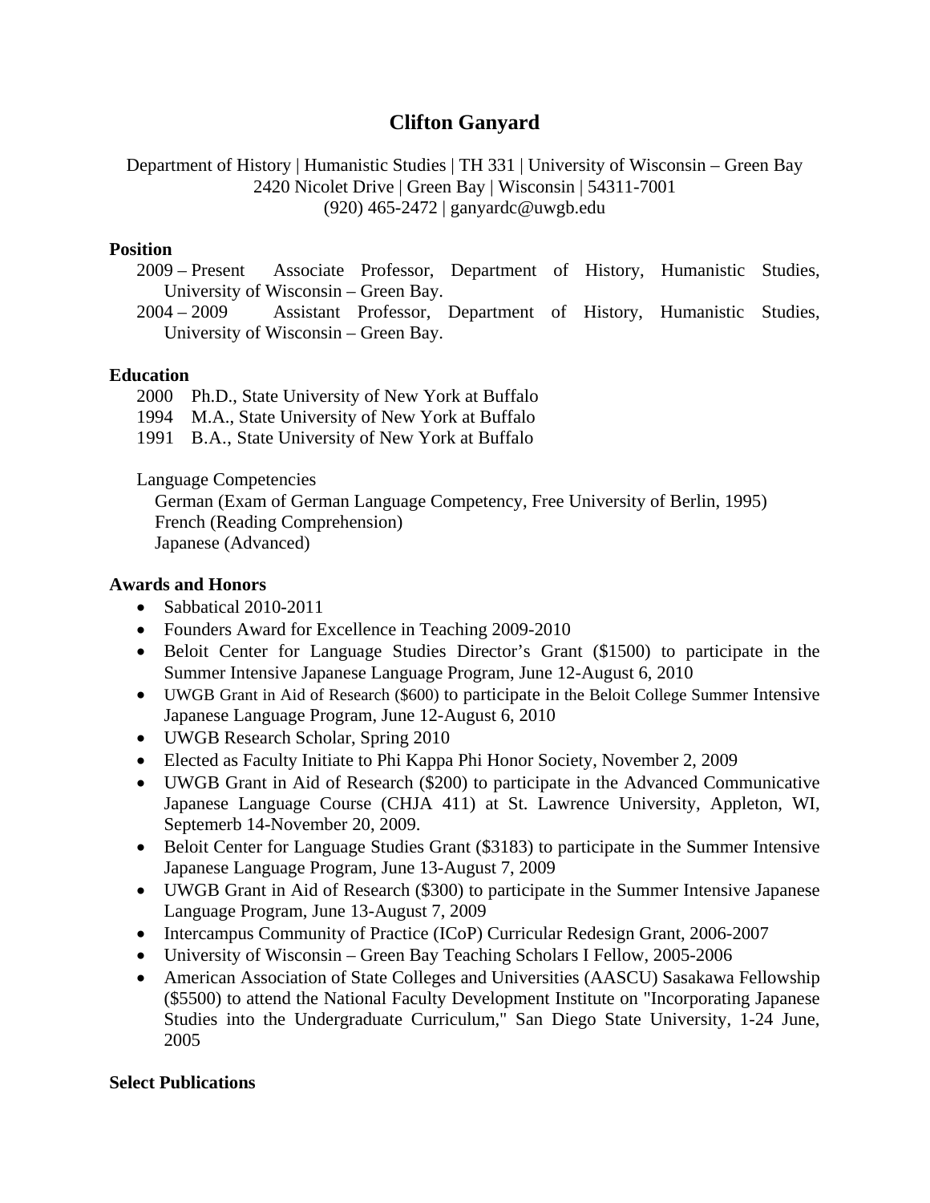# Clifton Ganyard

Department of History | Humanistic Studies | TH 331 | University of Wisconsin – Green Bay
2420 Nicolet Drive | Green Bay | Wisconsin | 54311-7001
(920) 465-2472 | ganyardc@uwgb.edu

## Position

2009 – Present Associate Professor, Department of History, Humanistic Studies, University of Wisconsin – Green Bay.

2004 – 2009 Assistant Professor, Department of History, Humanistic Studies, University of Wisconsin – Green Bay.

## Education

2000 Ph.D., State University of New York at Buffalo
1994 M.A., State University of New York at Buffalo
1991 B.A., State University of New York at Buffalo

Language Competencies
German (Exam of German Language Competency, Free University of Berlin, 1995)
French (Reading Comprehension)
Japanese (Advanced)

## Awards and Honors

- Sabbatical 2010-2011
- Founders Award for Excellence in Teaching 2009-2010
- Beloit Center for Language Studies Director's Grant ($1500) to participate in the Summer Intensive Japanese Language Program, June 12-August 6, 2010
- UWGB Grant in Aid of Research ($600) to participate in the Beloit College Summer Intensive Japanese Language Program, June 12-August 6, 2010
- UWGB Research Scholar, Spring 2010
- Elected as Faculty Initiate to Phi Kappa Phi Honor Society, November 2, 2009
- UWGB Grant in Aid of Research ($200) to participate in the Advanced Communicative Japanese Language Course (CHJA 411) at St. Lawrence University, Appleton, WI, Sepetemrb 14-November 20, 2009.
- Beloit Center for Language Studies Grant ($3183) to participate in the Summer Intensive Japanese Language Program, June 13-August 7, 2009
- UWGB Grant in Aid of Research ($300) to participate in the Summer Intensive Japanese Language Program, June 13-August 7, 2009
- Intercampus Community of Practice (ICoP) Curricular Redesign Grant, 2006-2007
- University of Wisconsin – Green Bay Teaching Scholars I Fellow, 2005-2006
- American Association of State Colleges and Universities (AASCU) Sasakawa Fellowship ($5500) to attend the National Faculty Development Institute on "Incorporating Japanese Studies into the Undergraduate Curriculum," San Diego State University, 1-24 June, 2005

## Select Publications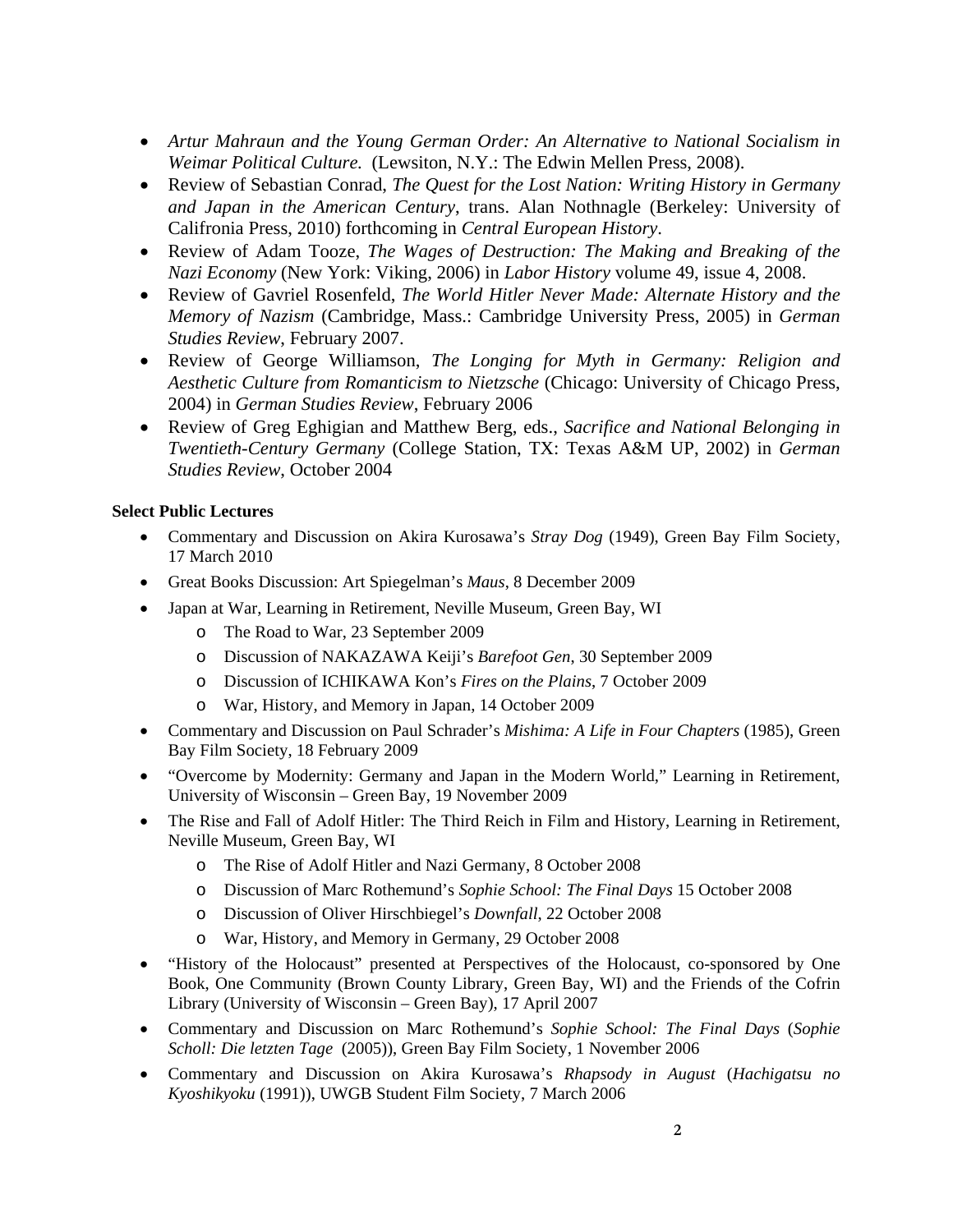- *Artur Mahraun and the Young German Order: An Alternative to National Socialism in Weimar Political Culture.* (Lewsiton, N.Y.: The Edwin Mellen Press, 2008).
- Review of Sebastian Conrad, *The Quest for the Lost Nation: Writing History in Germany and Japan in the American Century*, trans. Alan Nothnagle (Berkeley: University of Califronia Press, 2010) forthcoming in *Central European History*.
- Review of Adam Tooze, *The Wages of Destruction: The Making and Breaking of the Nazi Economy* (New York: Viking, 2006) in *Labor History* volume 49, issue 4, 2008.
- Review of Gavriel Rosenfeld, *The World Hitler Never Made: Alternate History and the Memory of Nazism* (Cambridge, Mass.: Cambridge University Press, 2005) in *German Studies Review*, February 2007.
- Review of George Williamson, *The Longing for Myth in Germany: Religion and Aesthetic Culture from Romanticism to Nietzsche* (Chicago: University of Chicago Press, 2004) in *German Studies Review*, February 2006
- Review of Greg Eghigian and Matthew Berg, eds., *Sacrifice and National Belonging in Twentieth-Century Germany* (College Station, TX: Texas A&M UP, 2002) in *German Studies Review*, October 2004

**Select Public Lectures**

- Commentary and Discussion on Akira Kurosawa's *Stray Dog* (1949), Green Bay Film Society, 17 March 2010
- Great Books Discussion: Art Spiegelman's *Maus*, 8 December 2009
- Japan at War, Learning in Retirement, Neville Museum, Green Bay, WI
    - The Road to War, 23 September 2009
    - Discussion of NAKAZAWA Keiji's *Barefoot Gen*, 30 September 2009
    - Discussion of ICHIKAWA Kon's *Fires on the Plains*, 7 October 2009
    - War, History, and Memory in Japan, 14 October 2009
- Commentary and Discussion on Paul Schrader's *Mishima: A Life in Four Chapters* (1985), Green Bay Film Society, 18 February 2009
- "Overcome by Modernity: Germany and Japan in the Modern World," Learning in Retirement, University of Wisconsin – Green Bay, 19 November 2009
- The Rise and Fall of Adolf Hitler: The Third Reich in Film and History, Learning in Retirement, Neville Museum, Green Bay, WI
    - The Rise of Adolf Hitler and Nazi Germany, 8 October 2008
    - Discussion of Marc Rothemund's *Sophie School: The Final Days* 15 October 2008
    - Discussion of Oliver Hirschbiegel's *Downfall*, 22 October 2008
    - War, History, and Memory in Germany, 29 October 2008
- "History of the Holocaust" presented at Perspectives of the Holocaust, co-sponsored by One Book, One Community (Brown County Library, Green Bay, WI) and the Friends of the Cofrin Library (University of Wisconsin – Green Bay), 17 April 2007
- Commentary and Discussion on Marc Rothemund's *Sophie School: The Final Days* (*Sophie Scholl: Die letzten Tage* (2005)), Green Bay Film Society, 1 November 2006
- Commentary and Discussion on Akira Kurosawa's *Rhapsody in August* (*Hachigatsu no Kyoshikyoku* (1991)), UWGB Student Film Society, 7 March 2006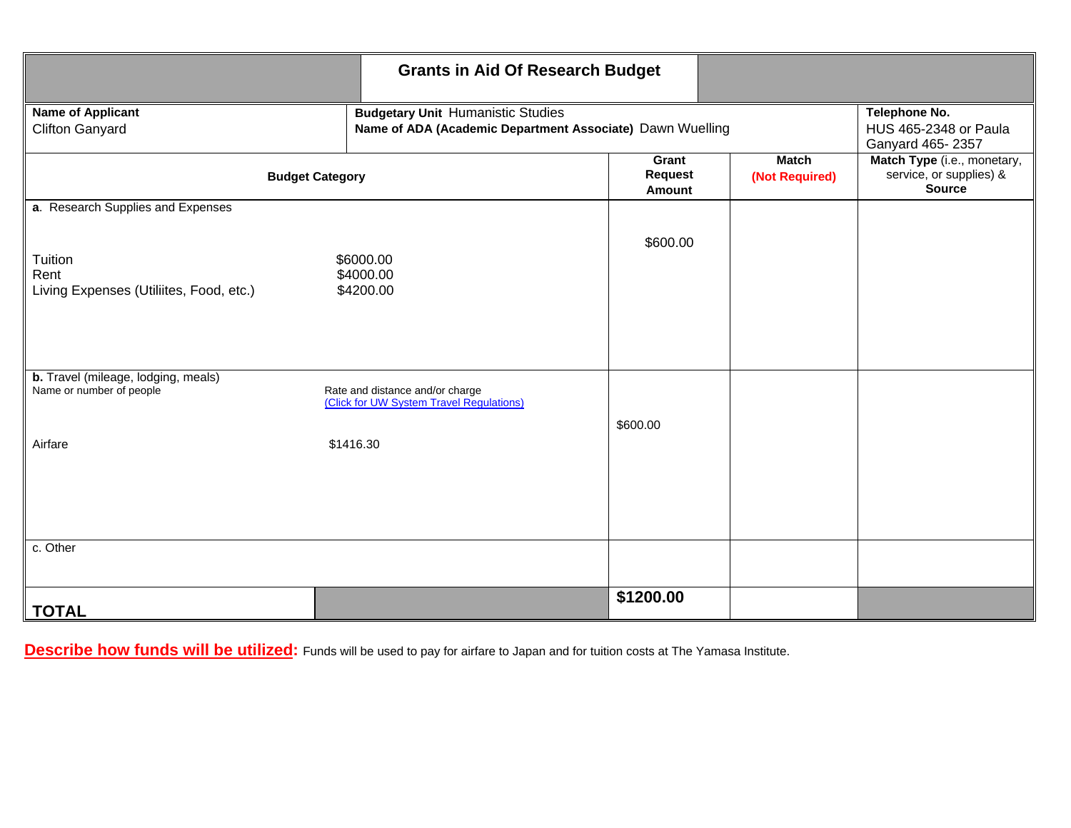# Grants in Aid Of Research Budget

| Name of Applicant | Budgetary Unit | Name of ADA (Academic Department Associate) | Telephone No. |
|---|---|---|---|
| Clifton Ganyard | Humanistic Studies | Dawn Wuelling | HUS 465-2348 or Paula Ganyard 465- 2357 |

| Budget Category | | Grant Request Amount | Match (Not Required) | Match Type (i.e., monetary, service, or supplies) & Source |
|---|---|---|---|---|
| **a**. Research Supplies and Expenses | | | | |
| Tuition | $6000.00 | $600.00 | | |
| Rent | $4000.00 | | | |
| Living Expenses (Utiliites, Food, etc.) | $4200.00 | | | |
| **b.** Travel (mileage, lodging, meals) | | | | |
| Name or number of people | Rate and distance and/or charge (Click for UW System Travel Regulations) | | | |
| Airfare | $1416.30 | $600.00 | | |
| c. Other | | | | |
| **TOTAL** | | **$1200.00** | | |

**Describe how funds will be utilized:** Funds will be used to pay for airfare to Japan and for tuition costs at The Yamasa Institute.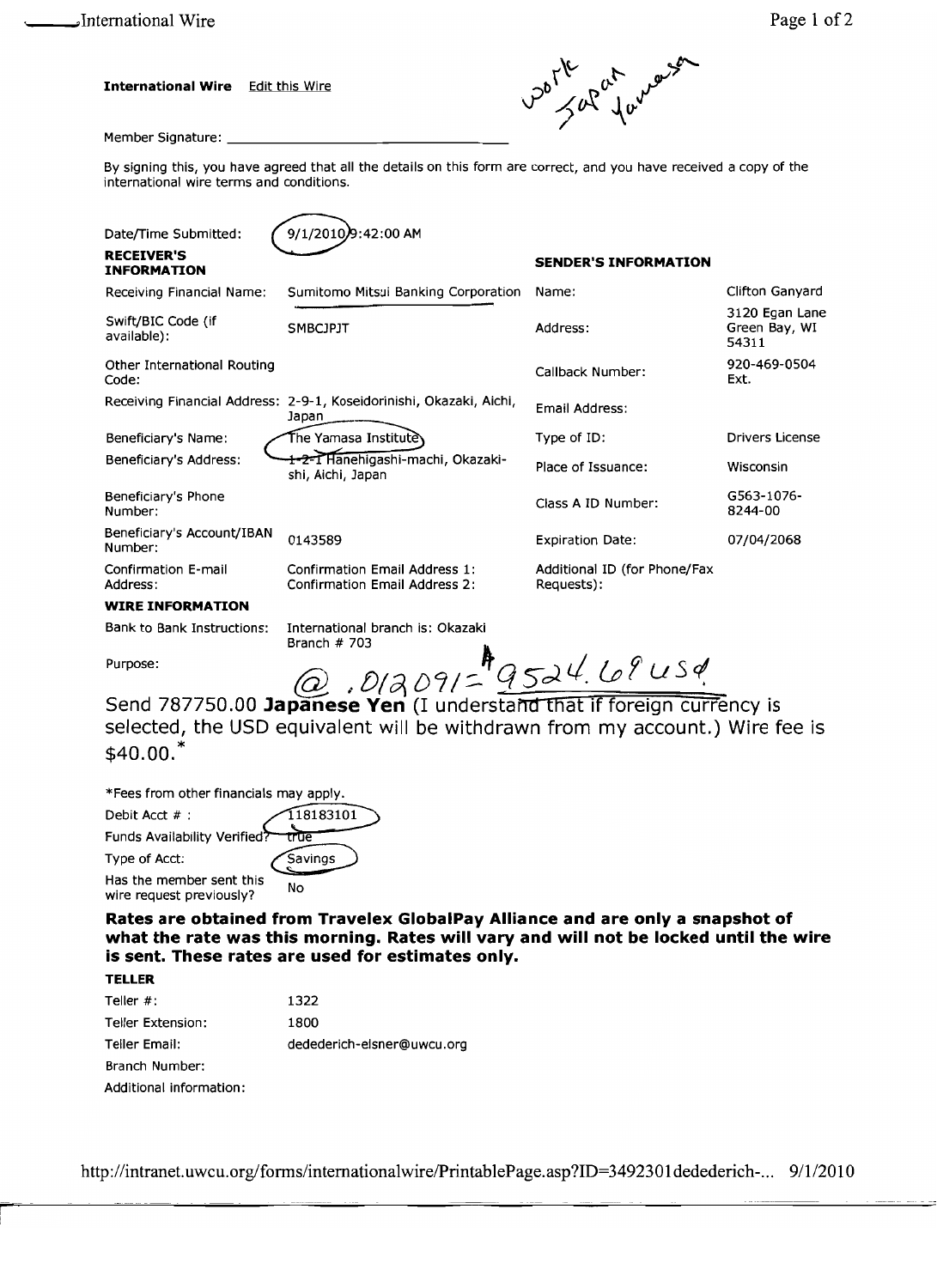**International Wire** Edit this Wire

work Japan Yamasa

Member Signature: ______________________________

By signing this, you have agreed that all the details on this form are correct, and you have received a copy of the international wire terms and conditions.

Date/Time Submitted: 9/1/2010 9:42:00 AM

| **RECEIVER'S INFORMATION** | | **SENDER'S INFORMATION** | |
|---|---|---|---|
| Receiving Financial Name: | Sumitomo Mitsui Banking Corporation | Name: | Clifton Ganyard |
| Swift/BIC Code (if available): | SMBCJPJT | Address: | 3120 Egan Lane Green Bay, WI 54311 |
| Other International Routing Code: | | Callback Number: | 920-469-0504 Ext. |
| Receiving Financial Address: | 2-9-1, Koseidorinishi, Okazaki, Aichi, Japan | Email Address: | |
| Beneficiary's Name: | The Yamasa Institute | Type of ID: | Drivers License |
| Beneficiary's Address: | 1-2-1 Hanehigashi-machi, Okazaki-shi, Aichi, Japan | Place of Issuance: | Wisconsin |
| Beneficiary's Phone Number: | | Class A ID Number: | G563-1076-8244-00 |
| Beneficiary's Account/IBAN Number: | 0143589 | Expiration Date: | 07/04/2068 |
| Confirmation E-mail Address: | Confirmation Email Address 1: Confirmation Email Address 2: | Additional ID (for Phone/Fax Requests): | |

**WIRE INFORMATION**

Bank to Bank Instructions: International branch is: Okazaki Branch # 703

Purpose:

@ .012091 = $9524.69 USD

Send 787750.00 **Japanese Yen** (I understand that if foreign currency is selected, the USD equivalent will be withdrawn from my account.) Wire fee is $40.00.*

*Fees from other financials may apply.

Debit Acct # : 118183101

Funds Availability Verified? true

Type of Acct: Savings

Has the member sent this wire request previously? No

**Rates are obtained from Travelex GlobalPay Alliance and are only a snapshot of what the rate was this morning. Rates will vary and will not be locked until the wire is sent. These rates are used for estimates only.**

**TELLER**

Teller #: 1322

Teller Extension: 1800

Teller Email: dedederich-elsner@uwcu.org

Branch Number:

Additional information: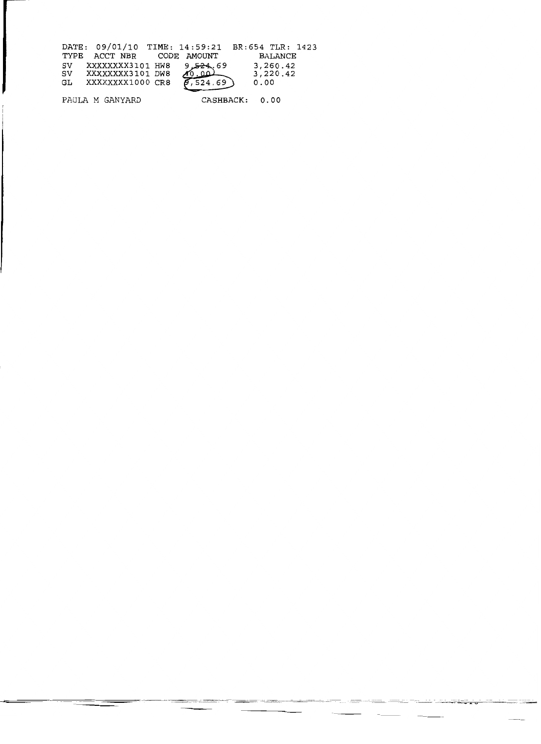DATE: 09/01/10 TIME: 14:59:21 BR:654 TLR: 1423

| TYPE | ACCT NBR | CODE | AMOUNT | BALANCE |
| --- | --- | --- | --- | --- |
| SV | XXXXXXXX3101 | HW8 | 9,524.69 | 3,260.42 |
| SV | XXXXXXXX3101 | DW8 | 40.00 | 3,220.42 |
| GL | XXXXXXXX1000 | CR8 | 9,524.69 | 0.00 |

PAULA M GANYARD CASHBACK: 0.00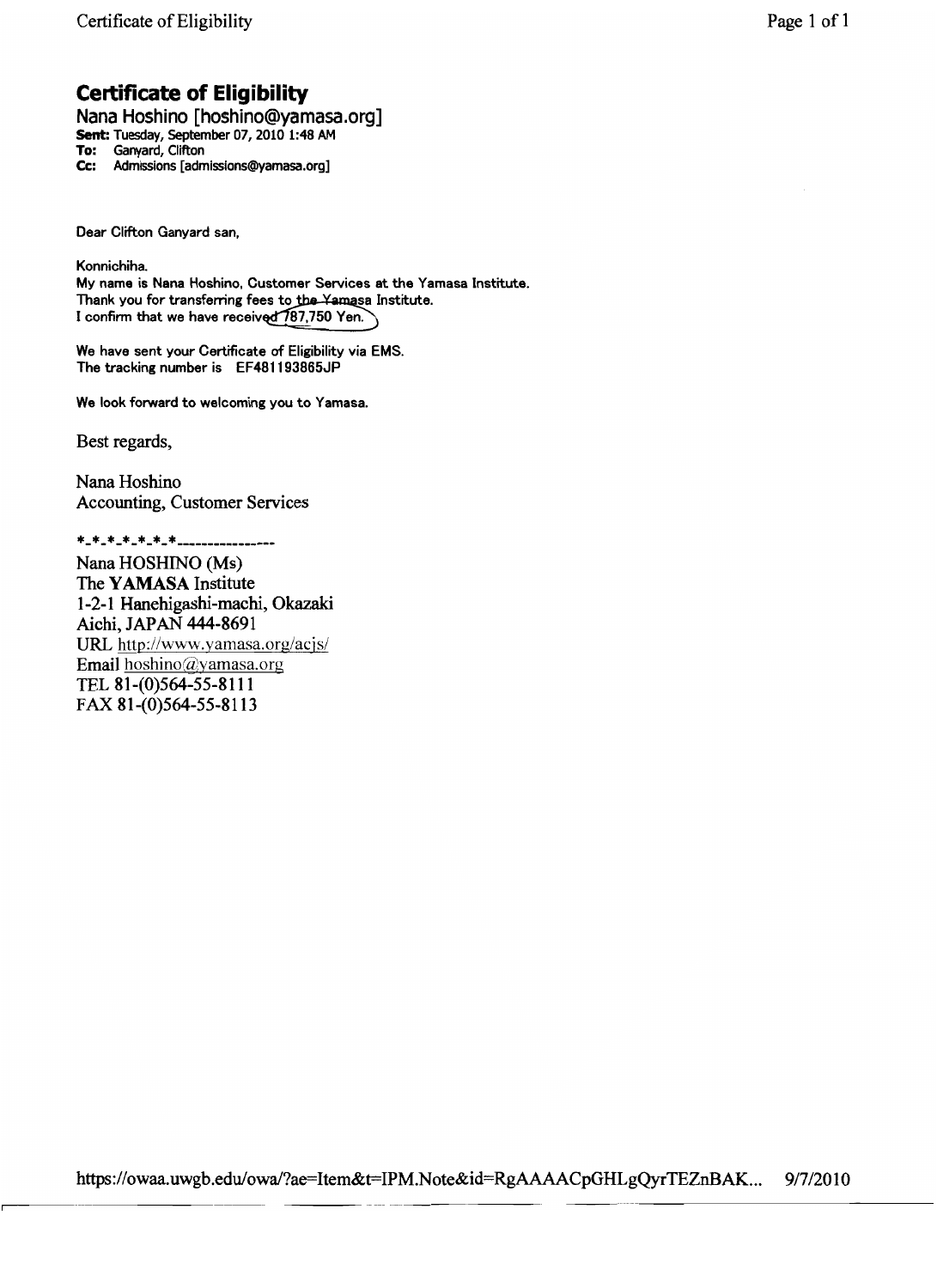# Certificate of Eligibility

Nana Hoshino [hoshino@yamasa.org]

**Sent:** Tuesday, September 07, 2010 1:48 AM
**To:** Ganyard, Clifton
**Cc:** Admissions [admissions@yamasa.org]

Dear Clifton Ganyard san,

Konnichiha.
My name is Nana Hoshino, Customer Services at the Yamasa Institute.
Thank you for transferring fees to the Yamasa Institute.
I confirm that we have received 787,750 Yen.

We have sent your Certificate of Eligibility via EMS.
The tracking number is EF481193865JP

We look forward to welcoming you to Yamasa.

Best regards,

Nana Hoshino
Accounting, Customer Services

*-*-*-*-*-*-*---------------

Nana HOSHINO (Ms)
The **YAMASA** Institute
1-2-1 Hanehigashi-machi, Okazaki
Aichi, JAPAN 444-8691
URL http://www.yamasa.org/acjs/
Email hoshino@yamasa.org
TEL 81-(0)564-55-8111
FAX 81-(0)564-55-8113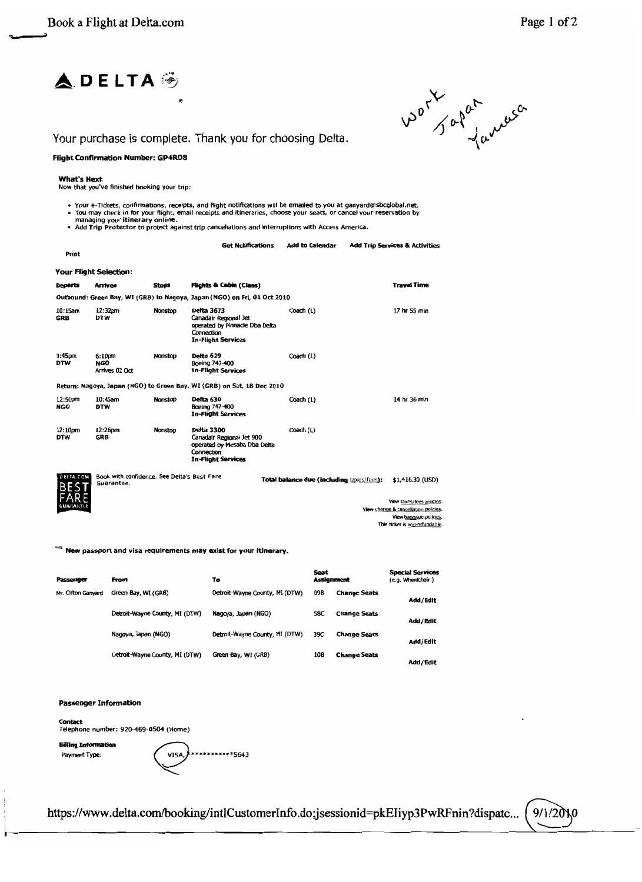DELTA

Work Japan January

Your purchase is complete. Thank you for choosing Delta.

**Flight Confirmation Number: GP4RD8**

**What's Next**
Now that you've finished booking your trip:

- Your e-Tickets, confirmations, receipts, and flight notifications will be emailed to you at ganyard@sbcglobal.net.
- You may check in for your flight, email receipts and itineraries, choose your seats, or cancel your reservation by managing your **itinerary online**.
- Add **Trip Protector** to protect against trip cancellations and interruptions with Access America.

Print | **Get Notifications** | **Add to Calendar** | **Add Trip Services & Activities**

**Your Flight Selection:**

| Departs | Arrives | Stops | Flights & Cabin (Class) | | Travel Time |
|---|---|---|---|---|---|
| **Outbound: Green Bay, WI (GRB) to Nagoya, Japan (NGO) on Fri, 01 Oct 2010** | | | | | |
| 10:15am GRB | 12:32pm DTW | Nonstop | **Delta 3673** Canadair Regional Jet operated by Pinnacle Dba Delta Connection **In-Flight Services** | Coach (L) | 17 hr 55 min |
| 3:45pm DTW | 6:10pm **NGO** Arrives 02 Oct | Nonstop | **Delta 629** Boeing 747-400 **In-Flight Services** | Coach (L) | |
| **Return: Nagoya, Japan (NGO) to Green Bay, WI (GRB) on Sat, 18 Dec 2010** | | | | | |
| 12:50pm NGO | 10:45am DTW | Nonstop | **Delta 630** Boeing 747-400 **In-Flight Services** | Coach (L) | 14 hr 36 min |
| 12:10pm DTW | 12:26pm GRB | Nonstop | **Delta 3300** Canadair Regional Jet 900 operated by Mesaba Dba Delta Connection **In-Flight Services** | Coach (L) | |

DELTA.COM BEST FARE GUARANTEE — Book with confidence. See Delta's Best Fare Guarantee.

**Total balance due (including taxes/fees):** $1,416.30 (USD)

View taxes/fees policies.
View change & cancellation policies.
View baggage policies.
This ticket is non-refundable.

**New passport and visa requirements may exist for your itinerary.**

| Passenger | From | To | Seat Assignment | | Special Services (e.g. Wheelchair) |
|---|---|---|---|---|---|
| Mr. Clifton Ganyard | Green Bay, WI (GRB) | Detroit-Wayne County, MI (DTW) | 09B | **Change Seats** | **Add/Edit** |
| | Detroit-Wayne County, MI (DTW) | Nagoya, Japan (NGO) | 58C | **Change Seats** | **Add/Edit** |
| | Nagoya, Japan (NGO) | Detroit-Wayne County, MI (DTW) | 39C | **Change Seats** | **Add/Edit** |
| | Detroit-Wayne County, MI (DTW) | Green Bay, WI (GRB) | 10B | **Change Seats** | **Add/Edit** |

**Passenger Information**

**Contact**
Telephone number: 920-469-0504 (Home)

**Billing Information**
Payment Type: VISA ************5643

https://www.delta.com/booking/intlCustomerInfo.do;jsessionid=pkEIiyp3PwRFnin?dispatc... 9/1/2010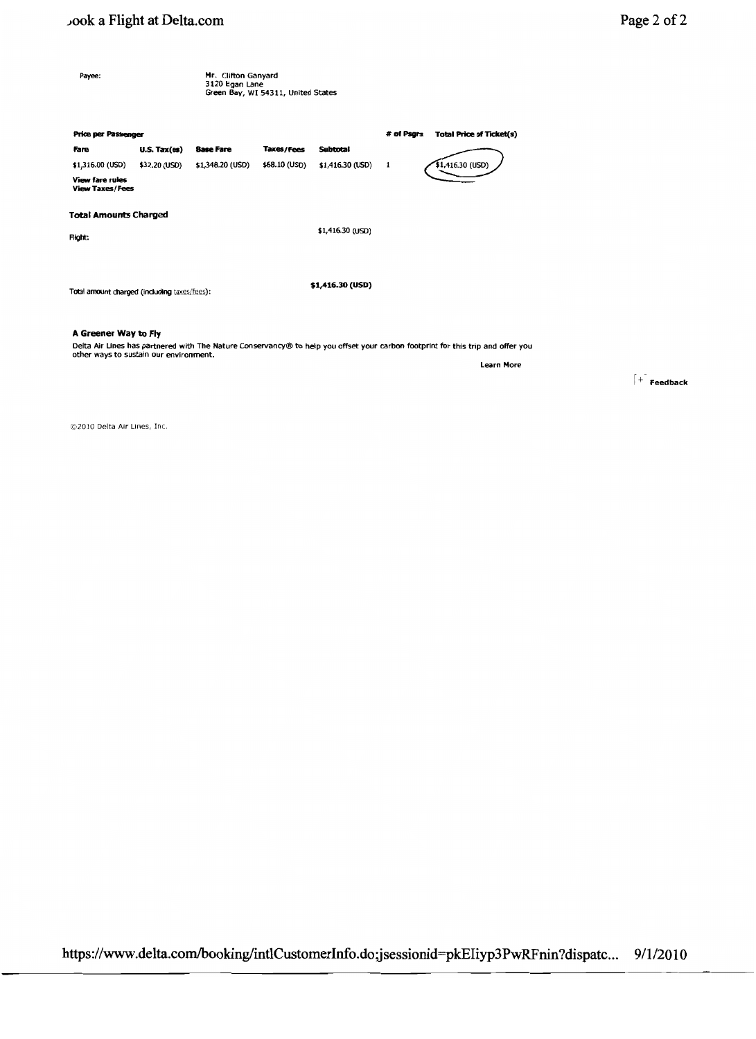Payee: Mr. Clifton Ganyard
3120 Egan Lane
Green Bay, WI 54311, United States

| Price per Passenger | | | | | # of Psgrs | Total Price of Ticket(s) |
|---|---|---|---|---|---|---|
| Fare | U.S. Tax(es) | Base Fare | Taxes/Fees | Subtotal | | |
| $1,316.00 (USD) | $32.20 (USD) | $1,348.20 (USD) | $68.10 (USD) | $1,416.30 (USD) | 1 | $1,416.30 (USD) |

View fare rules
View Taxes/Fees

**Total Amounts Charged**

Flight: $1,416.30 (USD)

Total amount charged (including taxes/fees): **$1,416.30 (USD)**

**A Greener Way to Fly**

Delta Air Lines has partnered with The Nature Conservancy® to help you offset your carbon footprint for this trip and offer you other ways to sustain our environment.

Learn More

Feedback

©2010 Delta Air Lines, Inc.

https://www.delta.com/booking/intlCustomerInfo.do;jsessionid=pkEIiyp3PwRFnin?dispatc... 9/1/2010